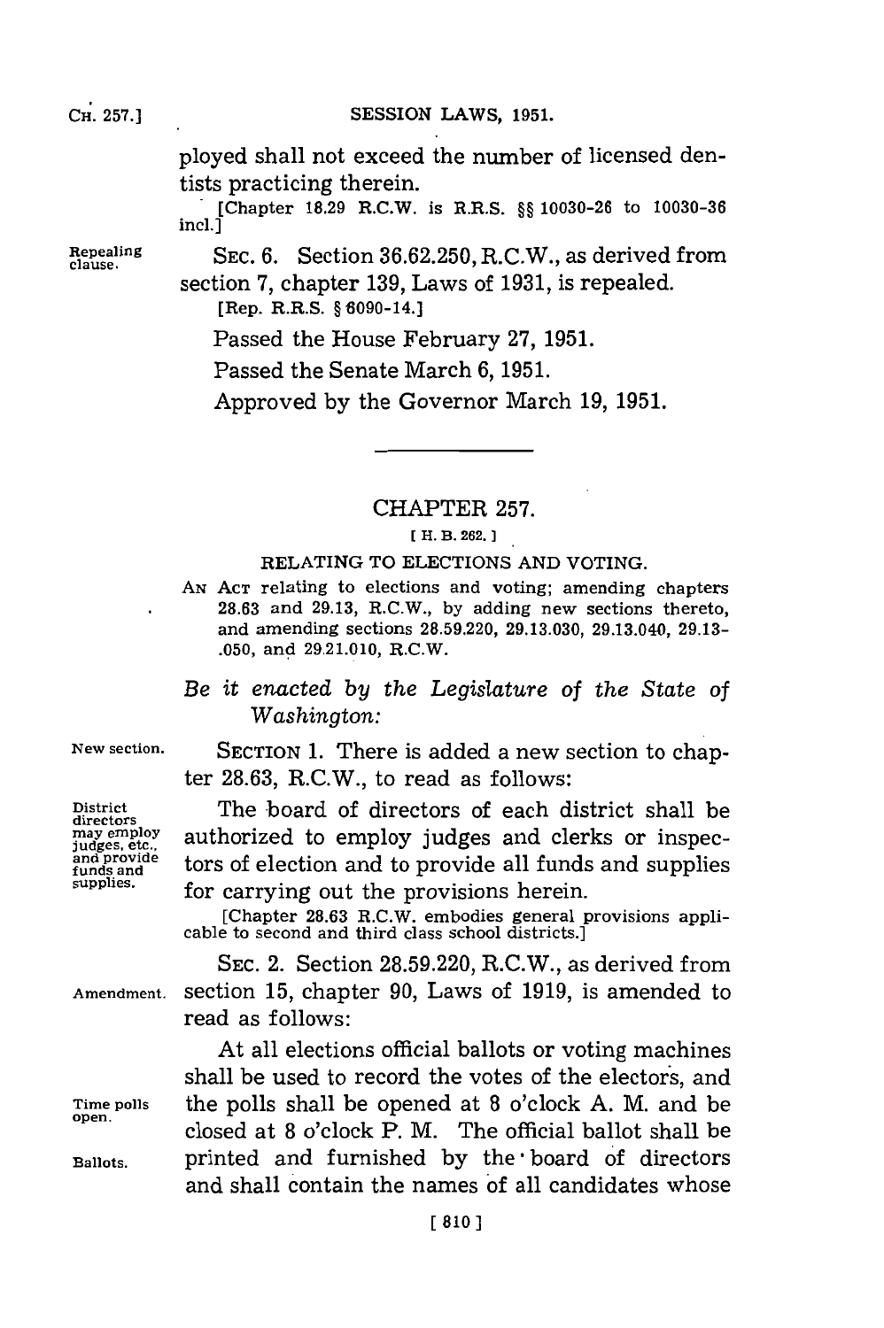ployed shall not exceed the number of licensed dentists practicing therein.

[Chapter 18.29 R.C.W. is R.R.S. §§ 10030-26 to 10030-36 incl.]

Repealing clause. SEC. 6. Section 36.62.250, R.C.W., as derived from section 7, chapter 139, Laws of 1931, is repealed.

[Rep. R.R.S. § 6090-14.]

Passed the House February 27, 1951.

Passed the Senate March 6, 1951.

Approved by the Governor March 19, 1951.

---

# CHAPTER 257.

[ H. B. 262. ]

## RELATING TO ELECTIONS AND VOTING.

AN ACT relating to elections and voting; amending chapters 28.63 and 29.13, R.C.W., by adding new sections thereto, and amending sections 28.59.220, 29.13.030, 29.13.040, 29.13-.050, and 29.21.010, R.C.W.

*Be it enacted by the Legislature of the State of Washington:*

New section. SECTION 1. There is added a new section to chapter 28.63, R.C.W., to read as follows:

District directors may employ judges, etc., and provide funds and supplies. The board of directors of each district shall be authorized to employ judges and clerks or inspectors of election and to provide all funds and supplies for carrying out the provisions herein.

[Chapter 28.63 R.C.W. embodies general provisions applicable to second and third class school districts.]

Amendment. SEC. 2. Section 28.59.220, R.C.W., as derived from section 15, chapter 90, Laws of 1919, is amended to read as follows:

Time polls open. Ballots. At all elections official ballots or voting machines shall be used to record the votes of the electors, and the polls shall be opened at 8 o'clock A. M. and be closed at 8 o'clock P. M. The official ballot shall be printed and furnished by the board of directors and shall contain the names of all candidates whose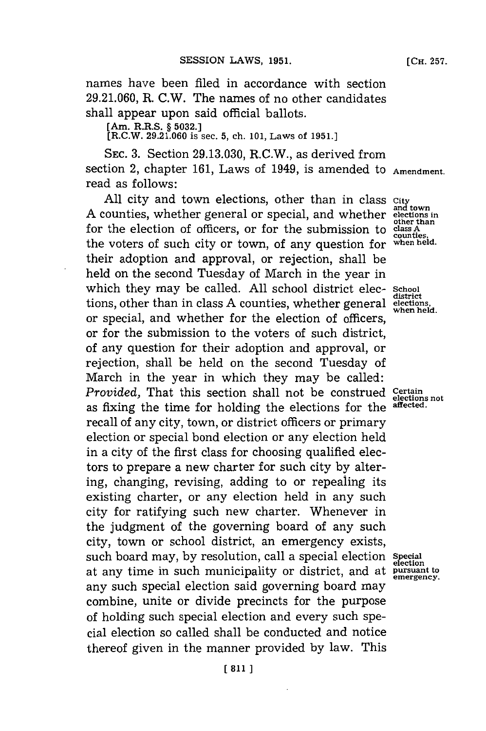names have been filed in accordance with section 29.21.060, R. C.W. The names of no other candidates shall appear upon said official ballots.

[Am. R.R.S. § 5032.]
[R.C.W. 29.21.060 is sec. 5, ch. 101, Laws of 1951.]

SEC. 3. Section 29.13.030, R.C.W., as derived from section 2, chapter 161, Laws of 1949, is amended to read as follows:

Amendment.

City and town elections in other than class A counties, when held.

All city and town elections, other than in class A counties, whether general or special, and whether for the election of officers, or for the submission to the voters of such city or town, of any question for their adoption and approval, or rejection, shall be held on the second Tuesday of March in the year in which they may be called.

School district elections, when held.

All school district elections, other than in class A counties, whether general or special, and whether for the election of officers, or for the submission to the voters of such district, of any question for their adoption and approval, or rejection, shall be held on the second Tuesday of March in the year in which they may be called:

Certain elections not affected.

*Provided,* That this section shall not be construed as fixing the time for holding the elections for the recall of any city, town, or district officers or primary election or special bond election or any election held in a city of the first class for choosing qualified electors to prepare a new charter for such city by altering, changing, revising, adding to or repealing its existing charter, or any election held in any such city for ratifying such new charter.

Special election pursuant to emergency.

Whenever in the judgment of the governing board of any such city, town or school district, an emergency exists, such board may, by resolution, call a special election at any time in such municipality or district, and at any such special election said governing board may combine, unite or divide precincts for the purpose of holding such special election and every such special election so called shall be conducted and notice thereof given in the manner provided by law. This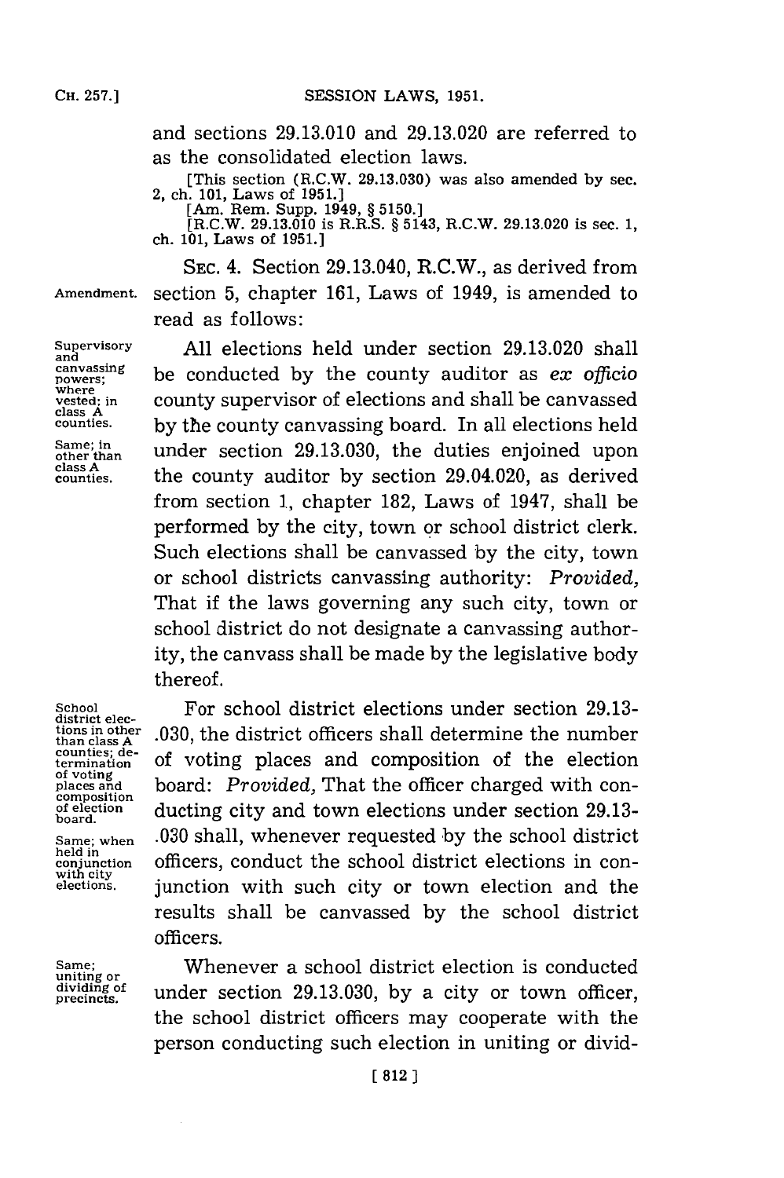and sections 29.13.010 and 29.13.020 are referred to as the consolidated election laws.

[This section (R.C.W. 29.13.030) was also amended by sec. 2, ch. 101, Laws of 1951.]
[Am. Rem. Supp. 1949, § 5150.]
[R.C.W. 29.13.010 is R.R.S. § 5143, R.C.W. 29.13.020 is sec. 1, ch. 101, Laws of 1951.]

Amendment.

SEC. 4. Section 29.13.040, R.C.W., as derived from section 5, chapter 161, Laws of 1949, is amended to read as follows:

Supervisory and canvassing powers; where vested; in class A counties.

All elections held under section 29.13.020 shall be conducted by the county auditor as *ex officio* county supervisor of elections and shall be canvassed by the county canvassing board.

Same; in other than class A counties.

In all elections held under section 29.13.030, the duties enjoined upon the county auditor by section 29.04.020, as derived from section 1, chapter 182, Laws of 1947, shall be performed by the city, town or school district clerk. Such elections shall be canvassed by the city, town or school districts canvassing authority: *Provided,* That if the laws governing any such city, town or school district do not designate a canvassing authority, the canvass shall be made by the legislative body thereof.

School district elections in other than class A counties; determination of voting places and composition of election board.

For school district elections under section 29.13-.030, the district officers shall determine the number of voting places and composition of the election board:

Same; when held in conjunction with city elections.

*Provided,* That the officer charged with conducting city and town elections under section 29.13-.030 shall, whenever requested by the school district officers, conduct the school district elections in conjunction with such city or town election and the results shall be canvassed by the school district officers.

Same; uniting or dividing of precincts.

Whenever a school district election is conducted under section 29.13.030, by a city or town officer, the school district officers may cooperate with the person conducting such election in uniting or divid-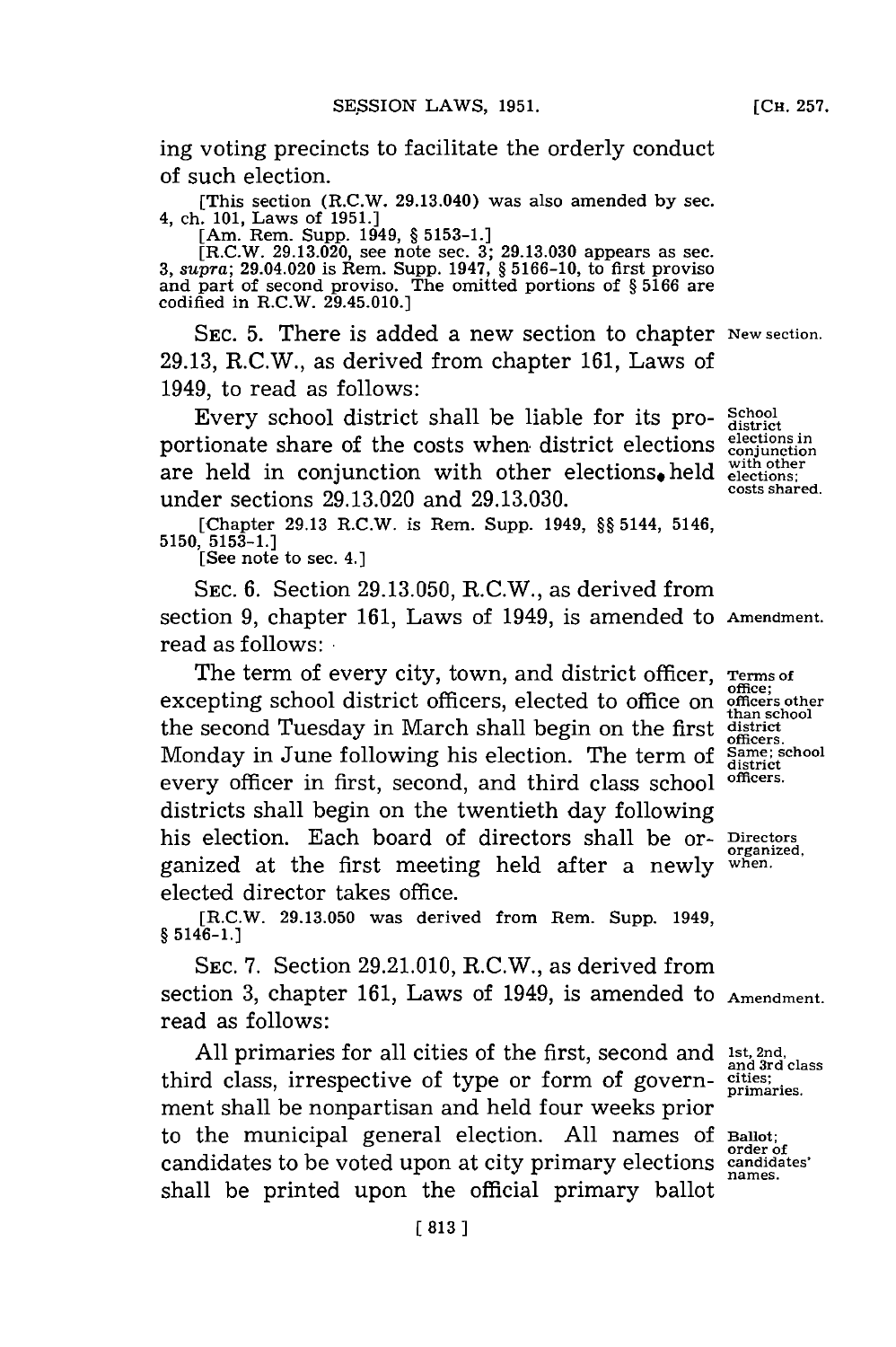ing voting precincts to facilitate the orderly conduct of such election.

[This section (R.C.W. 29.13.040) was also amended by sec. 4, ch. 101, Laws of 1951.]
[Am. Rem. Supp. 1949, § 5153-1.]
[R.C.W. 29.13.020, see note sec. 3; 29.13.030 appears as sec. 3, *supra*; 29.04.020 is Rem. Supp. 1947, § 5166-10, to first proviso and part of second proviso. The omitted portions of § 5166 are codified in R.C.W. 29.45.010.]

SEC. 5. There is added a new section to chapter 29.13, R.C.W., as derived from chapter 161, Laws of 1949, to read as follows:

New section.

School district elections in conjunction with other elections; costs shared.

Every school district shall be liable for its proportionate share of the costs when district elections are held in conjunction with other elections, held under sections 29.13.020 and 29.13.030.

[Chapter 29.13 R.C.W. is Rem. Supp. 1949, §§ 5144, 5146, 5150, 5153-1.]
[See note to sec. 4.]

SEC. 6. Section 29.13.050, R.C.W., as derived from section 9, chapter 161, Laws of 1949, is amended to read as follows:

Amendment.

Terms of office; officers other than school district officers.

Same; school district officers.

The term of every city, town, and district officer, excepting school district officers, elected to office on the second Tuesday in March shall begin on the first Monday in June following his election. The term of every officer in first, second, and third class school districts shall begin on the twentieth day following his election. Each board of directors shall be organized at the first meeting held after a newly elected director takes office.

Directors organized, when.

[R.C.W. 29.13.050 was derived from Rem. Supp. 1949, § 5146-1.]

SEC. 7. Section 29.21.010, R.C.W., as derived from section 3, chapter 161, Laws of 1949, is amended to read as follows:

Amendment.

1st, 2nd, and 3rd class cities; primaries.

All primaries for all cities of the first, second and third class, irrespective of type or form of government shall be nonpartisan and held four weeks prior to the municipal general election. All names of candidates to be voted upon at city primary elections shall be printed upon the official primary ballot

Ballot; order of candidates' names.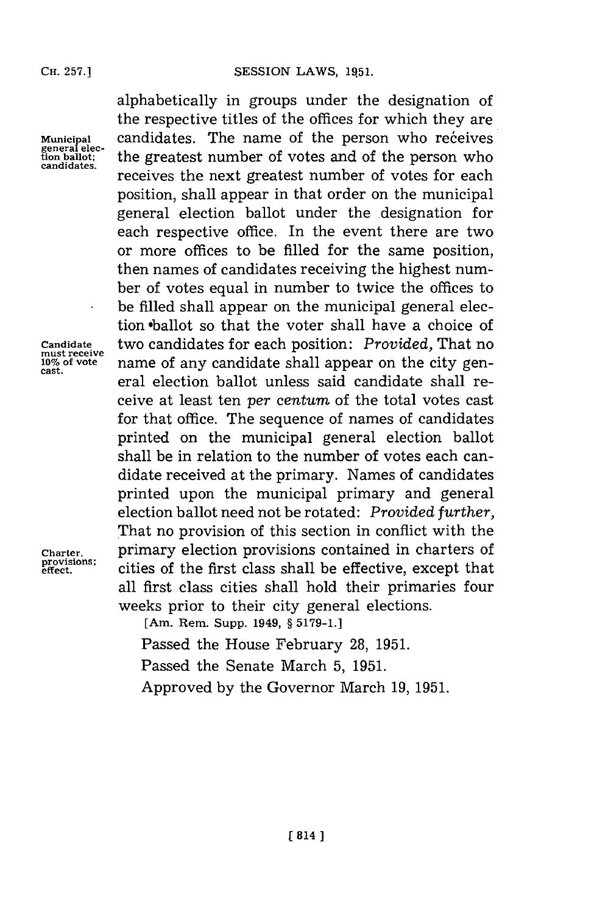alphabetically in groups under the designation of the respective titles of the offices for which they are candidates. The name of the person who receives the greatest number of votes and of the person who receives the next greatest number of votes for each position, shall appear in that order on the municipal general election ballot under the designation for each respective office. In the event there are two or more offices to be filled for the same position, then names of candidates receiving the highest number of votes equal in number to twice the offices to be filled shall appear on the municipal general election ballot so that the voter shall have a choice of two candidates for each position: *Provided*, That no name of any candidate shall appear on the city general election ballot unless said candidate shall receive at least ten *per centum* of the total votes cast for that office. The sequence of names of candidates printed on the municipal general election ballot shall be in relation to the number of votes each candidate received at the primary. Names of candidates printed upon the municipal primary and general election ballot need not be rotated: *Provided further*, That no provision of this section in conflict with the primary election provisions contained in charters of cities of the first class shall be effective, except that all first class cities shall hold their primaries four weeks prior to their city general elections.

Municipal general election ballot; candidates.

Candidate must receive 10% of vote cast.

Charter provisions; effect.

[Am. Rem. Supp. 1949, § 5179-1.]

Passed the House February 28, 1951.

Passed the Senate March 5, 1951.

Approved by the Governor March 19, 1951.